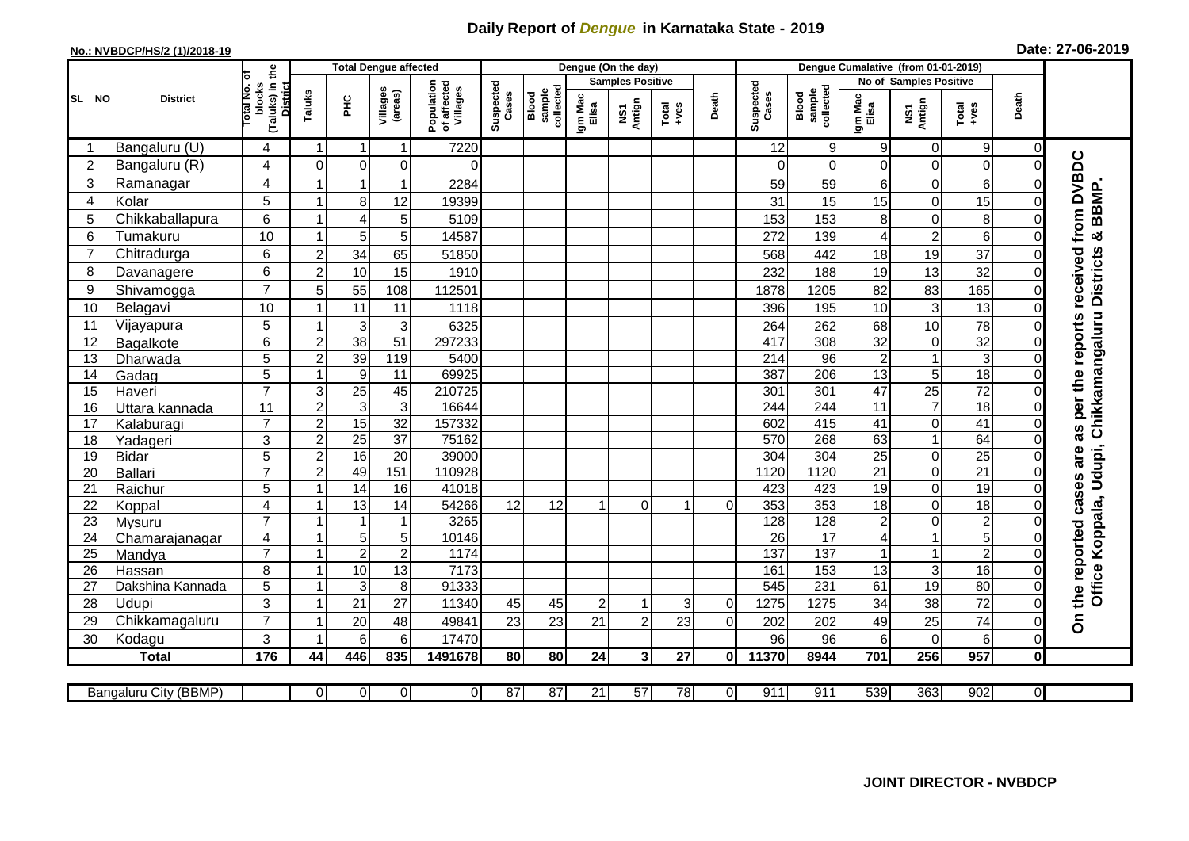# Daily Report of *Dengue* in Karnataka State - 2019

**No.: NVBDCP/HS/2 (1)/2018-19**

**Date: 27-06-2019**

| SL NO | District | Total No. of blocks (Taluks) in the District | Total Dengue affected | | | | Dengue (On the day) | | | | | | Dengue Cumalative (from 01-01-2019) | | | | | | |
|---|---|---|---|---|---|---|---|---|---|---|---|---|---|---|---|---|---|---|---|
| | | | Taluks | PHC | Villages (areas) | Population of affected Villages | Suspected Cases | Blood sample collected | Samples Positive | | | Death | Suspected Cases | Blood sample collected | No of Samples Positive | | | Death | |
| | | | | | | | | | Igm Mac Elisa | NS1 Antign | Total +ves | | | | Igm Mac Elisa | NS1 Antign | Total +ves | | |
| 1 | Bangaluru (U) | 4 | 1 | 1 | 1 | 7220 | | | | | | | 12 | 9 | 9 | 0 | 9 | 0 | On the reported cases are as per the reports received from DVBDC Office Koppala, Udupi, Chikkamangaluru Districts & BBMP. |
| 2 | Bangaluru (R) | 4 | 0 | 0 | 0 | 0 | | | | | | | 0 | 0 | 0 | 0 | 0 | 0 | |
| 3 | Ramanagar | 4 | 1 | 1 | 1 | 2284 | | | | | | | 59 | 59 | 6 | 0 | 6 | 0 | |
| 4 | Kolar | 5 | 1 | 8 | 12 | 19399 | | | | | | | 31 | 15 | 15 | 0 | 15 | 0 | |
| 5 | Chikkaballapura | 6 | 1 | 4 | 5 | 5109 | | | | | | | 153 | 153 | 8 | 0 | 8 | 0 | |
| 6 | Tumakuru | 10 | 1 | 5 | 5 | 14587 | | | | | | | 272 | 139 | 4 | 2 | 6 | 0 | |
| 7 | Chitradurga | 6 | 2 | 34 | 65 | 51850 | | | | | | | 568 | 442 | 18 | 19 | 37 | 0 | |
| 8 | Davanagere | 6 | 2 | 10 | 15 | 1910 | | | | | | | 232 | 188 | 19 | 13 | 32 | 0 | |
| 9 | Shivamogga | 7 | 5 | 55 | 108 | 112501 | | | | | | | 1878 | 1205 | 82 | 83 | 165 | 0 | |
| 10 | Belagavi | 10 | 1 | 11 | 11 | 1118 | | | | | | | 396 | 195 | 10 | 3 | 13 | 0 | |
| 11 | Vijayapura | 5 | 1 | 3 | 3 | 6325 | | | | | | | 264 | 262 | 68 | 10 | 78 | 0 | |
| 12 | Bagalkote | 6 | 2 | 38 | 51 | 297233 | | | | | | | 417 | 308 | 32 | 0 | 32 | 0 | |
| 13 | Dharwada | 5 | 2 | 39 | 119 | 5400 | | | | | | | 214 | 96 | 2 | 1 | 3 | 0 | |
| 14 | Gadag | 5 | 1 | 9 | 11 | 69925 | | | | | | | 387 | 206 | 13 | 5 | 18 | 0 | |
| 15 | Haveri | 7 | 3 | 25 | 45 | 210725 | | | | | | | 301 | 301 | 47 | 25 | 72 | 0 | |
| 16 | Uttara kannada | 11 | 2 | 3 | 3 | 16644 | | | | | | | 244 | 244 | 11 | 7 | 18 | 0 | |
| 17 | Kalaburagi | 7 | 2 | 15 | 32 | 157332 | | | | | | | 602 | 415 | 41 | 0 | 41 | 0 | |
| 18 | Yadageri | 3 | 2 | 25 | 37 | 75162 | | | | | | | 570 | 268 | 63 | 1 | 64 | 0 | |
| 19 | Bidar | 5 | 2 | 16 | 20 | 39000 | | | | | | | 304 | 304 | 25 | 0 | 25 | 0 | |
| 20 | Ballari | 7 | 2 | 49 | 151 | 110928 | | | | | | | 1120 | 1120 | 21 | 0 | 21 | 0 | |
| 21 | Raichur | 5 | 1 | 14 | 16 | 41018 | | | | | | | 423 | 423 | 19 | 0 | 19 | 0 | |
| 22 | Koppal | 4 | 1 | 13 | 14 | 54266 | 12 | 12 | 1 | 0 | 1 | 0 | 353 | 353 | 18 | 0 | 18 | 0 | |
| 23 | Mysuru | 7 | 1 | 1 | 1 | 3265 | | | | | | | 128 | 128 | 2 | 0 | 2 | 0 | |
| 24 | Chamarajanagar | 4 | 1 | 5 | 5 | 10146 | | | | | | | 26 | 17 | 4 | 1 | 5 | 0 | |
| 25 | Mandya | 7 | 1 | 2 | 2 | 1174 | | | | | | | 137 | 137 | 1 | 1 | 2 | 0 | |
| 26 | Hassan | 8 | 1 | 10 | 13 | 7173 | | | | | | | 161 | 153 | 13 | 3 | 16 | 0 | |
| 27 | Dakshina Kannada | 5 | 1 | 3 | 8 | 91333 | | | | | | | 545 | 231 | 61 | 19 | 80 | 0 | |
| 28 | Udupi | 3 | 1 | 21 | 27 | 11340 | 45 | 45 | 2 | 1 | 3 | 0 | 1275 | 1275 | 34 | 38 | 72 | 0 | |
| 29 | Chikkamagaluru | 7 | 1 | 20 | 48 | 49841 | 23 | 23 | 21 | 2 | 23 | 0 | 202 | 202 | 49 | 25 | 74 | 0 | |
| 30 | Kodagu | 3 | 1 | 6 | 6 | 17470 | | | | | | | 96 | 96 | 6 | 0 | 6 | 0 | |
| | **Total** | **176** | **44** | **446** | **835** | **1491678** | **80** | **80** | **24** | **3** | **27** | **0** | **11370** | **8944** | **701** | **256** | **957** | **0** | |
| | Bangaluru City (BBMP) | | 0 | 0 | 0 | 0 | 87 | 87 | 21 | 57 | 78 | 0 | 911 | 911 | 539 | 363 | 902 | 0 | |

**JOINT DIRECTOR - NVBDCP**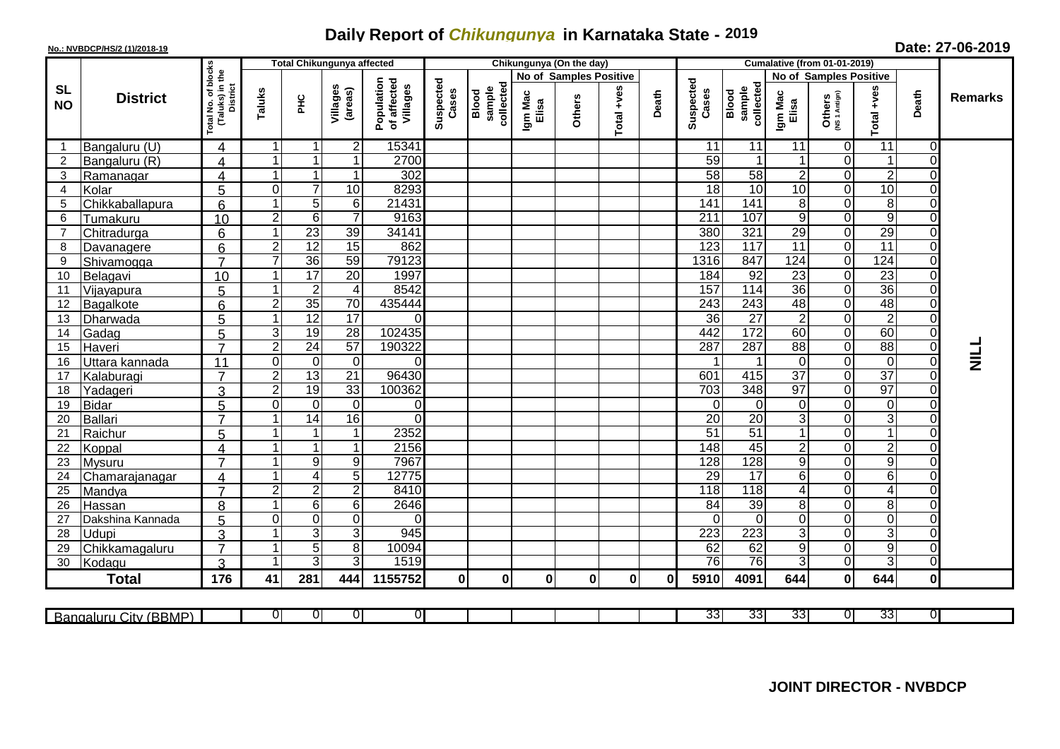# Daily Report of *Chikungunya* in Karnataka State - 2019

**No.: NVBDCP/HS/2 (1)/2018-19**

**Date: 27-06-2019**

| SL NO | District | Total No. of blocks (Taluks) in the District | Total Chikungunya affected | | | | Chikungunya (On the day) | | | | | | Cumalative (from 01-01-2019) | | | | | | Remarks |
|---|---|---|---|---|---|---|---|---|---|---|---|---|---|---|---|---|---|---|---|
| | | | Taluks | PHC | Villages (areas) | Population of affected Villages | Suspected Cases | Blood sample collected | No of Samples Positive | | | Death | Suspected Cases | Blood sample collected | No of Samples Positive | | | Death | |
| | | | | | | | | | Igm Mac Elisa | Others | Total +ves | | | | Igm Mac Elisa | Others (NS 1 Antign) | Total +ves | | |
| 1 | Bangaluru (U) | 4 | 1 | 1 | 2 | 15341 | | | | | | | 11 | 11 | 11 | 0 | 11 | 0 | NILL |
| 2 | Bangaluru (R) | 4 | 1 | 1 | 1 | 2700 | | | | | | | 59 | 1 | 1 | 0 | 1 | 0 | |
| 3 | Ramanagar | 4 | 1 | 1 | 1 | 302 | | | | | | | 58 | 58 | 2 | 0 | 2 | 0 | |
| 4 | Kolar | 5 | 0 | 7 | 10 | 8293 | | | | | | | 18 | 10 | 10 | 0 | 10 | 0 | |
| 5 | Chikkaballapura | 6 | 1 | 5 | 6 | 21431 | | | | | | | 141 | 141 | 8 | 0 | 8 | 0 | |
| 6 | Tumakuru | 10 | 2 | 6 | 7 | 9163 | | | | | | | 211 | 107 | 9 | 0 | 9 | 0 | |
| 7 | Chitradurga | 6 | 1 | 23 | 39 | 34141 | | | | | | | 380 | 321 | 29 | 0 | 29 | 0 | |
| 8 | Davanagere | 6 | 2 | 12 | 15 | 862 | | | | | | | 123 | 117 | 11 | 0 | 11 | 0 | |
| 9 | Shivamogga | 7 | 7 | 36 | 59 | 79123 | | | | | | | 1316 | 847 | 124 | 0 | 124 | 0 | |
| 10 | Belagavi | 10 | 1 | 17 | 20 | 1997 | | | | | | | 184 | 92 | 23 | 0 | 23 | 0 | |
| 11 | Vijayapura | 5 | 1 | 2 | 4 | 8542 | | | | | | | 157 | 114 | 36 | 0 | 36 | 0 | |
| 12 | Bagalkote | 6 | 2 | 35 | 70 | 435444 | | | | | | | 243 | 243 | 48 | 0 | 48 | 0 | |
| 13 | Dharwada | 5 | 1 | 12 | 17 | 0 | | | | | | | 36 | 27 | 2 | 0 | 2 | 0 | |
| 14 | Gadag | 5 | 3 | 19 | 28 | 102435 | | | | | | | 442 | 172 | 60 | 0 | 60 | 0 | |
| 15 | Haveri | 7 | 2 | 24 | 57 | 190322 | | | | | | | 287 | 287 | 88 | 0 | 88 | 0 | |
| 16 | Uttara kannada | 11 | 0 | 0 | 0 | 0 | | | | | | | 1 | 1 | 0 | 0 | 0 | 0 | |
| 17 | Kalaburagi | 7 | 2 | 13 | 21 | 96430 | | | | | | | 601 | 415 | 37 | 0 | 37 | 0 | |
| 18 | Yadageri | 3 | 2 | 19 | 33 | 100362 | | | | | | | 703 | 348 | 97 | 0 | 97 | 0 | |
| 19 | Bidar | 5 | 0 | 0 | 0 | 0 | | | | | | | 0 | 0 | 0 | 0 | 0 | 0 | |
| 20 | Ballari | 7 | 1 | 14 | 16 | 0 | | | | | | | 20 | 20 | 3 | 0 | 3 | 0 | |
| 21 | Raichur | 5 | 1 | 1 | 1 | 2352 | | | | | | | 51 | 51 | 1 | 0 | 1 | 0 | |
| 22 | Koppal | 4 | 1 | 1 | 1 | 2156 | | | | | | | 148 | 45 | 2 | 0 | 2 | 0 | |
| 23 | Mysuru | 7 | 1 | 9 | 9 | 7967 | | | | | | | 128 | 128 | 9 | 0 | 9 | 0 | |
| 24 | Chamarajanagar | 4 | 1 | 4 | 5 | 12775 | | | | | | | 29 | 17 | 6 | 0 | 6 | 0 | |
| 25 | Mandya | 7 | 2 | 2 | 2 | 8410 | | | | | | | 118 | 118 | 4 | 0 | 4 | 0 | |
| 26 | Hassan | 8 | 1 | 6 | 6 | 2646 | | | | | | | 84 | 39 | 8 | 0 | 8 | 0 | |
| 27 | Dakshina Kannada | 5 | 0 | 0 | 0 | 0 | | | | | | | 0 | 0 | 0 | 0 | 0 | 0 | |
| 28 | Udupi | 3 | 1 | 3 | 3 | 945 | | | | | | | 223 | 223 | 3 | 0 | 3 | 0 | |
| 29 | Chikkamagaluru | 7 | 1 | 5 | 8 | 10094 | | | | | | | 62 | 62 | 9 | 0 | 9 | 0 | |
| 30 | Kodagu | 3 | 1 | 3 | 3 | 1519 | | | | | | | 76 | 76 | 3 | 0 | 3 | 0 | |
| | **Total** | **176** | **41** | **281** | **444** | **1155752** | **0** | **0** | **0** | **0** | **0** | **0** | **5910** | **4091** | **644** | **0** | **644** | **0** | |

| | | | | | | | | | | | | | | | | | | | |
|---|---|---|---|---|---|---|---|---|---|---|---|---|---|---|---|---|---|---|---|
| | Bangaluru City (BBMP) | | 0 | 0 | 0 | 0 | | | | | | | 33 | 33 | 33 | 0 | 33 | 0 | |

**JOINT DIRECTOR - NVBDCP**